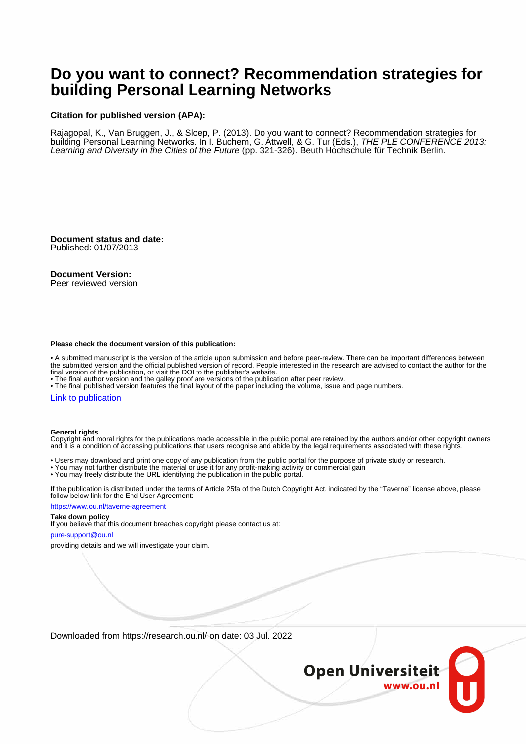# Do you want to connect? Recommendation strategies for building Personal Learning Networks

**Citation for published version (APA):**

Rajagopal, K., Van Bruggen, J., & Sloep, P. (2013). Do you want to connect? Recommendation strategies for building Personal Learning Networks. In I. Buchem, G. Attwell, & G. Tur (Eds.), *THE PLE CONFERENCE 2013: Learning and Diversity in the Cities of the Future* (pp. 321-326). Beuth Hochschule für Technik Berlin.

**Document status and date:**
Published: 01/07/2013

**Document Version:**
Peer reviewed version

**Please check the document version of this publication:**

- A submitted manuscript is the version of the article upon submission and before peer-review. There can be important differences between the submitted version and the official published version of record. People interested in the research are advised to contact the author for the final version of the publication, or visit the DOI to the publisher's website.
- The final author version and the galley proof are versions of the publication after peer review.
- The final published version features the final layout of the paper including the volume, issue and page numbers.

Link to publication

**General rights**
Copyright and moral rights for the publications made accessible in the public portal are retained by the authors and/or other copyright owners and it is a condition of accessing publications that users recognise and abide by the legal requirements associated with these rights.

- Users may download and print one copy of any publication from the public portal for the purpose of private study or research.
- You may not further distribute the material or use it for any profit-making activity or commercial gain
- You may freely distribute the URL identifying the publication in the public portal.

If the publication is distributed under the terms of Article 25fa of the Dutch Copyright Act, indicated by the "Taverne" license above, please follow below link for the End User Agreement:

https://www.ou.nl/taverne-agreement

**Take down policy**
If you believe that this document breaches copyright please contact us at:

pure-support@ou.nl

providing details and we will investigate your claim.

Downloaded from https://research.ou.nl/ on date: 03 Jul. 2022

Open Universiteit
www.ou.nl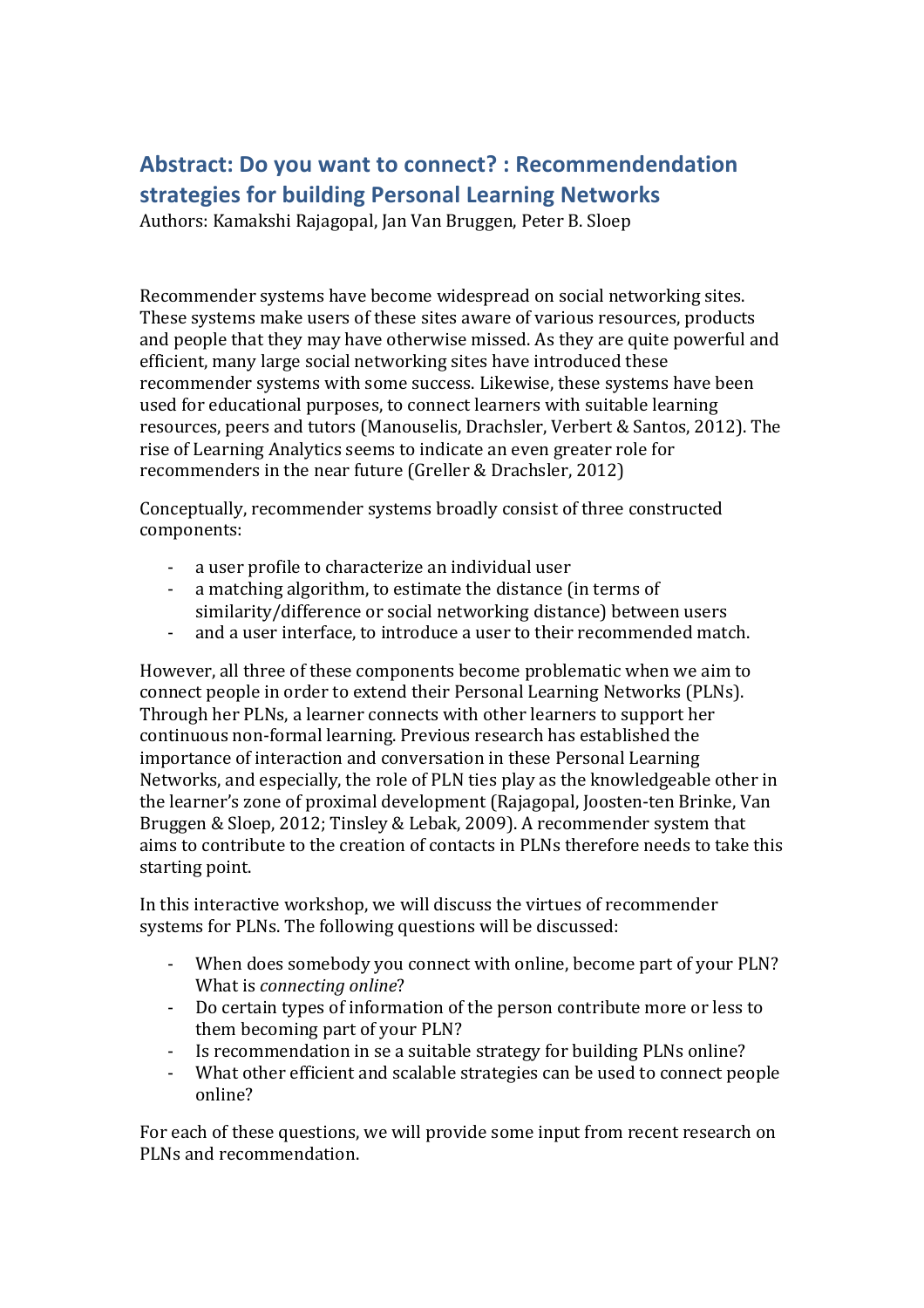## Abstract: Do you want to connect? : Recommendendation strategies for building Personal Learning Networks

Authors: Kamakshi Rajagopal, Jan Van Bruggen, Peter B. Sloep

Recommender systems have become widespread on social networking sites. These systems make users of these sites aware of various resources, products and people that they may have otherwise missed. As they are quite powerful and efficient, many large social networking sites have introduced these recommender systems with some success. Likewise, these systems have been used for educational purposes, to connect learners with suitable learning resources, peers and tutors (Manouselis, Drachsler, Verbert & Santos, 2012). The rise of Learning Analytics seems to indicate an even greater role for recommenders in the near future (Greller & Drachsler, 2012)

Conceptually, recommender systems broadly consist of three constructed components:

- a user profile to characterize an individual user
- a matching algorithm, to estimate the distance (in terms of similarity/difference or social networking distance) between users
- and a user interface, to introduce a user to their recommended match.

However, all three of these components become problematic when we aim to connect people in order to extend their Personal Learning Networks (PLNs). Through her PLNs, a learner connects with other learners to support her continuous non-formal learning. Previous research has established the importance of interaction and conversation in these Personal Learning Networks, and especially, the role of PLN ties play as the knowledgeable other in the learner's zone of proximal development (Rajagopal, Joosten-ten Brinke, Van Bruggen & Sloep, 2012; Tinsley & Lebak, 2009). A recommender system that aims to contribute to the creation of contacts in PLNs therefore needs to take this starting point.

In this interactive workshop, we will discuss the virtues of recommender systems for PLNs. The following questions will be discussed:

- When does somebody you connect with online, become part of your PLN? What is *connecting online*?
- Do certain types of information of the person contribute more or less to them becoming part of your PLN?
- Is recommendation in se a suitable strategy for building PLNs online?
- What other efficient and scalable strategies can be used to connect people online?

For each of these questions, we will provide some input from recent research on PLNs and recommendation.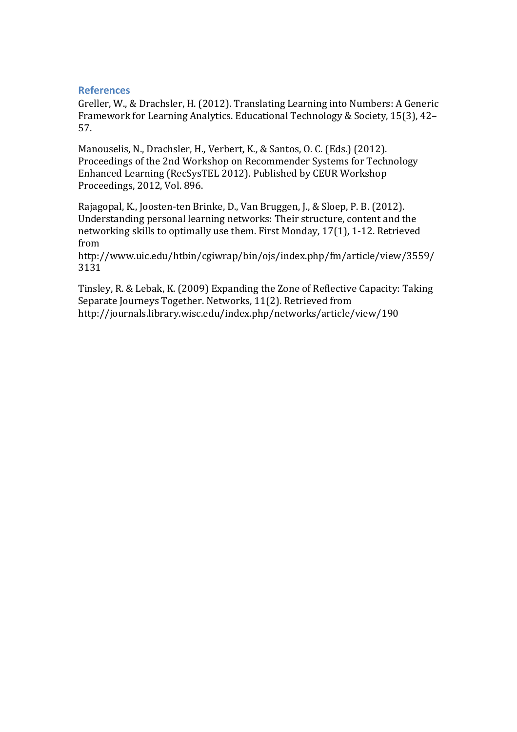## References

Greller, W., & Drachsler, H. (2012). Translating Learning into Numbers: A Generic Framework for Learning Analytics. Educational Technology & Society, 15(3), 42–57.

Manouselis, N., Drachsler, H., Verbert, K., & Santos, O. C. (Eds.) (2012). Proceedings of the 2nd Workshop on Recommender Systems for Technology Enhanced Learning (RecSysTEL 2012). Published by CEUR Workshop Proceedings, 2012, Vol. 896.

Rajagopal, K., Joosten-ten Brinke, D., Van Bruggen, J., & Sloep, P. B. (2012). Understanding personal learning networks: Their structure, content and the networking skills to optimally use them. First Monday, 17(1), 1-12. Retrieved from http://www.uic.edu/htbin/cgiwrap/bin/ojs/index.php/fm/article/view/3559/3131

Tinsley, R. & Lebak, K. (2009) Expanding the Zone of Reflective Capacity: Taking Separate Journeys Together. Networks, 11(2). Retrieved from http://journals.library.wisc.edu/index.php/networks/article/view/190